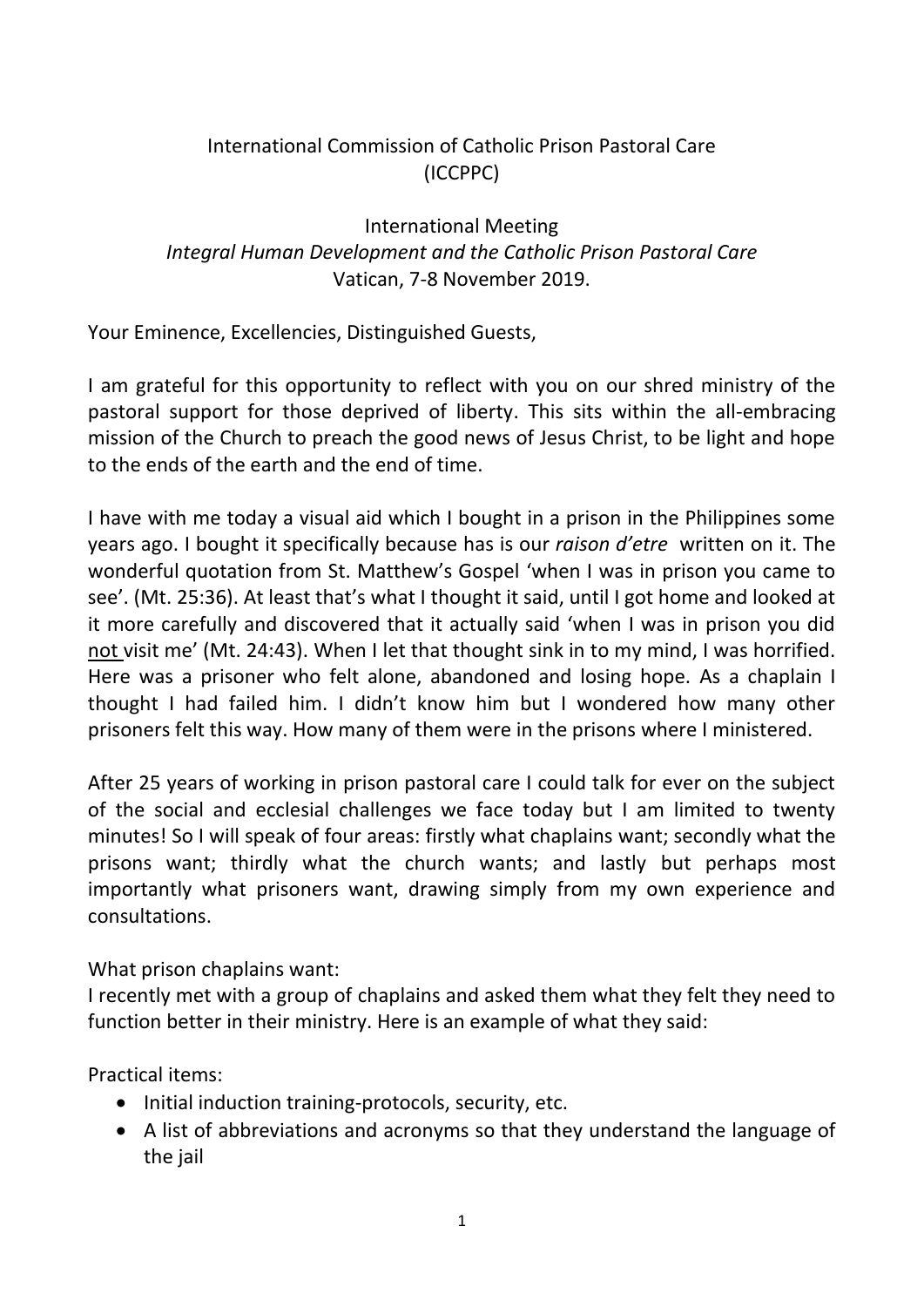International Commission of Catholic Prison Pastoral Care
(ICCPPC)

International Meeting
*Integral Human Development and the Catholic Prison Pastoral Care*
Vatican, 7-8 November 2019.

Your Eminence, Excellencies, Distinguished Guests,

I am grateful for this opportunity to reflect with you on our shred ministry of the pastoral support for those deprived of liberty. This sits within the all-embracing mission of the Church to preach the good news of Jesus Christ, to be light and hope to the ends of the earth and the end of time.

I have with me today a visual aid which I bought in a prison in the Philippines some years ago. I bought it specifically because has is our *raison d'etre* written on it. The wonderful quotation from St. Matthew's Gospel 'when I was in prison you came to see'. (Mt. 25:36). At least that's what I thought it said, until I got home and looked at it more carefully and discovered that it actually said 'when I was in prison you did <u>not</u> visit me' (Mt. 24:43). When I let that thought sink in to my mind, I was horrified. Here was a prisoner who felt alone, abandoned and losing hope. As a chaplain I thought I had failed him. I didn't know him but I wondered how many other prisoners felt this way. How many of them were in the prisons where I ministered.

After 25 years of working in prison pastoral care I could talk for ever on the subject of the social and ecclesial challenges we face today but I am limited to twenty minutes! So I will speak of four areas: firstly what chaplains want; secondly what the prisons want; thirdly what the church wants; and lastly but perhaps most importantly what prisoners want, drawing simply from my own experience and consultations.

What prison chaplains want:
I recently met with a group of chaplains and asked them what they felt they need to function better in their ministry. Here is an example of what they said:

Practical items:

- Initial induction training-protocols, security, etc.
- A list of abbreviations and acronyms so that they understand the language of the jail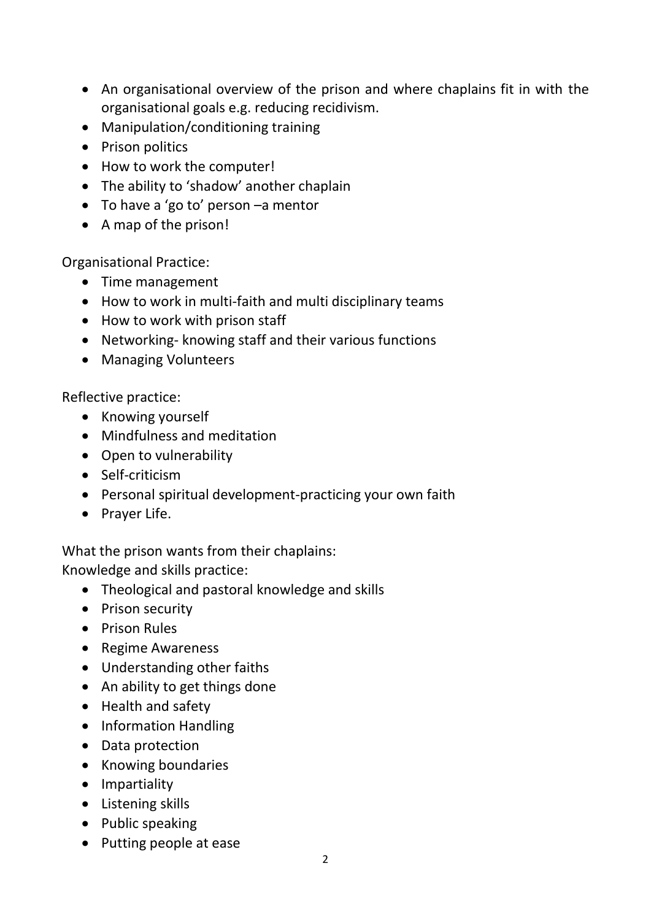- An organisational overview of the prison and where chaplains fit in with the organisational goals e.g. reducing recidivism.
- Manipulation/conditioning training
- Prison politics
- How to work the computer!
- The ability to 'shadow' another chaplain
- To have a 'go to' person –a mentor
- A map of the prison!

Organisational Practice:

- Time management
- How to work in multi-faith and multi disciplinary teams
- How to work with prison staff
- Networking- knowing staff and their various functions
- Managing Volunteers

Reflective practice:

- Knowing yourself
- Mindfulness and meditation
- Open to vulnerability
- Self-criticism
- Personal spiritual development-practicing your own faith
- Prayer Life.

What the prison wants from their chaplains:
Knowledge and skills practice:

- Theological and pastoral knowledge and skills
- Prison security
- Prison Rules
- Regime Awareness
- Understanding other faiths
- An ability to get things done
- Health and safety
- Information Handling
- Data protection
- Knowing boundaries
- Impartiality
- Listening skills
- Public speaking
- Putting people at ease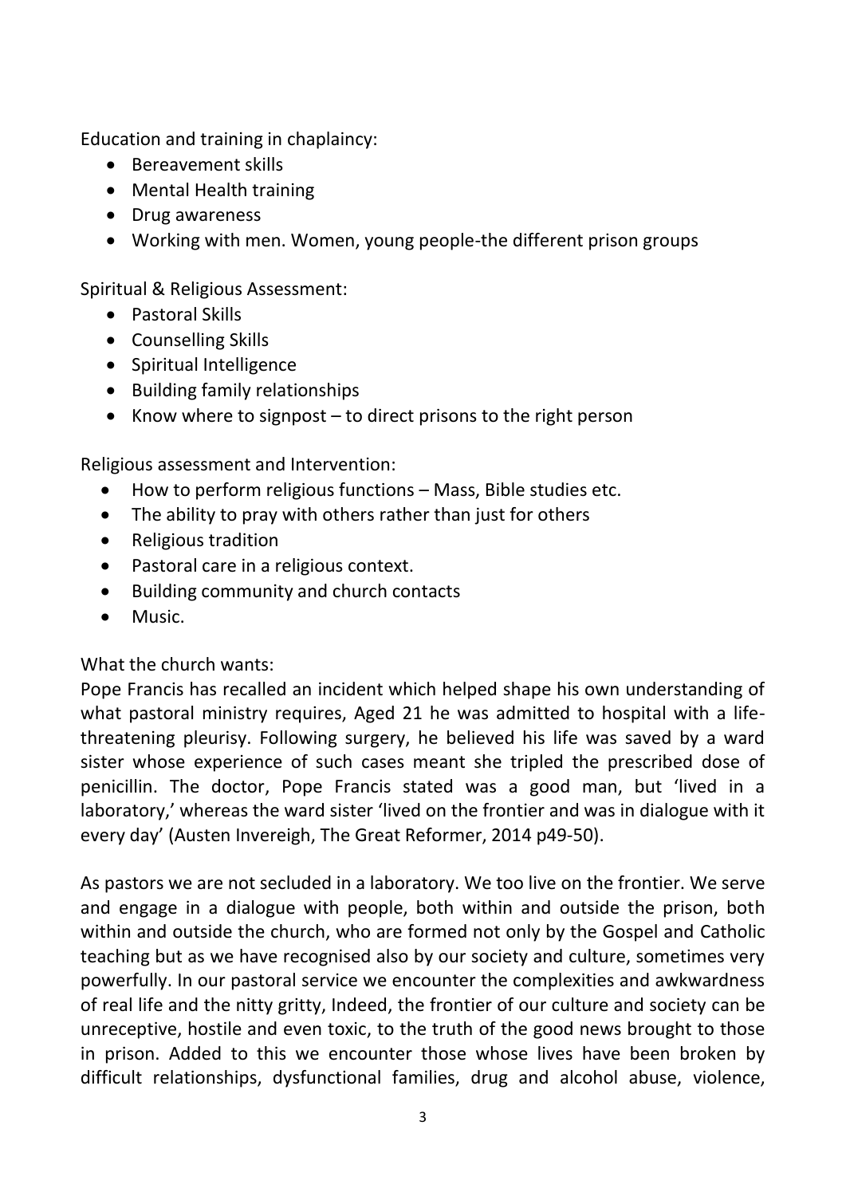Education and training in chaplaincy:

- Bereavement skills
- Mental Health training
- Drug awareness
- Working with men. Women, young people-the different prison groups

Spiritual & Religious Assessment:

- Pastoral Skills
- Counselling Skills
- Spiritual Intelligence
- Building family relationships
- Know where to signpost – to direct prisons to the right person

Religious assessment and Intervention:

- How to perform religious functions – Mass, Bible studies etc.
- The ability to pray with others rather than just for others
- Religious tradition
- Pastoral care in a religious context.
- Building community and church contacts
- Music.

What the church wants:

Pope Francis has recalled an incident which helped shape his own understanding of what pastoral ministry requires, Aged 21 he was admitted to hospital with a life-threatening pleurisy. Following surgery, he believed his life was saved by a ward sister whose experience of such cases meant she tripled the prescribed dose of penicillin. The doctor, Pope Francis stated was a good man, but 'lived in a laboratory,' whereas the ward sister 'lived on the frontier and was in dialogue with it every day' (Austen Invereigh, The Great Reformer, 2014 p49-50).

As pastors we are not secluded in a laboratory. We too live on the frontier. We serve and engage in a dialogue with people, both within and outside the prison, both within and outside the church, who are formed not only by the Gospel and Catholic teaching but as we have recognised also by our society and culture, sometimes very powerfully. In our pastoral service we encounter the complexities and awkwardness of real life and the nitty gritty, Indeed, the frontier of our culture and society can be unreceptive, hostile and even toxic, to the truth of the good news brought to those in prison. Added to this we encounter those whose lives have been broken by difficult relationships, dysfunctional families, drug and alcohol abuse, violence,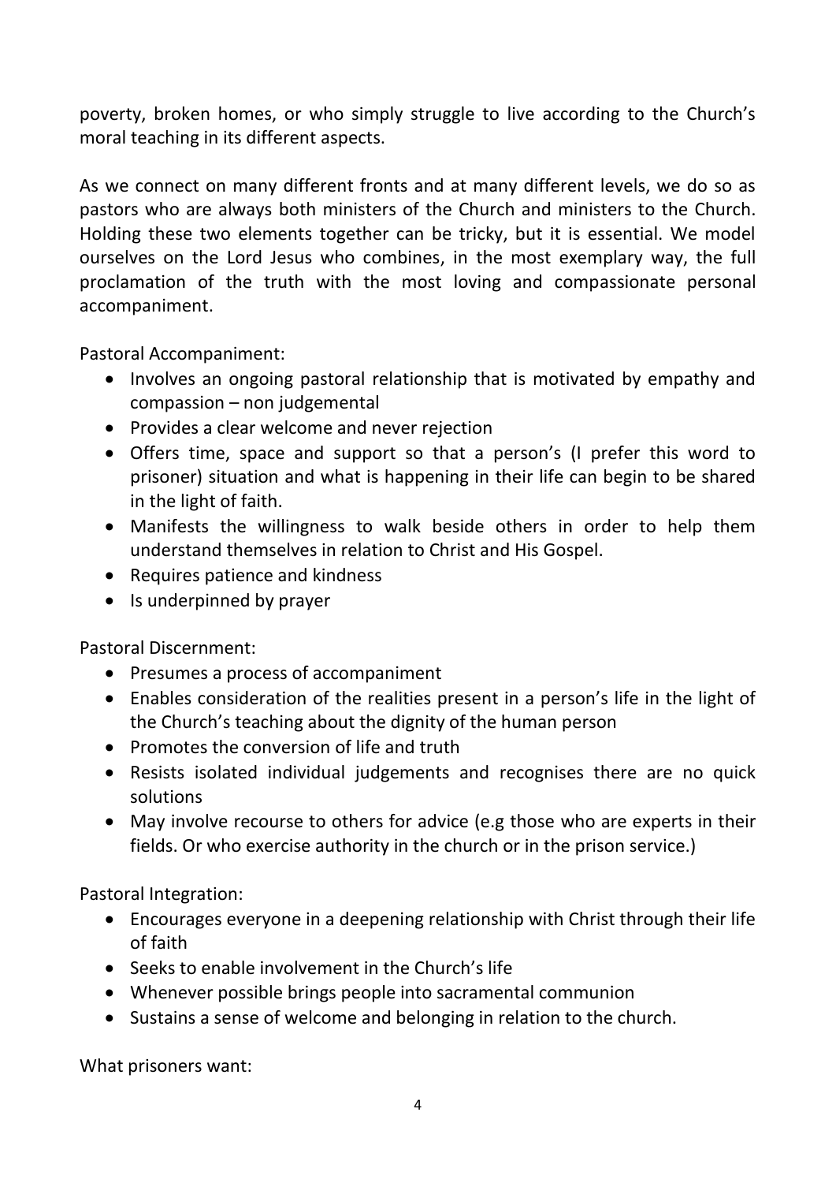poverty, broken homes, or who simply struggle to live according to the Church's moral teaching in its different aspects.

As we connect on many different fronts and at many different levels, we do so as pastors who are always both ministers of the Church and ministers to the Church. Holding these two elements together can be tricky, but it is essential. We model ourselves on the Lord Jesus who combines, in the most exemplary way, the full proclamation of the truth with the most loving and compassionate personal accompaniment.

Pastoral Accompaniment:

- Involves an ongoing pastoral relationship that is motivated by empathy and compassion – non judgemental
- Provides a clear welcome and never rejection
- Offers time, space and support so that a person's (I prefer this word to prisoner) situation and what is happening in their life can begin to be shared in the light of faith.
- Manifests the willingness to walk beside others in order to help them understand themselves in relation to Christ and His Gospel.
- Requires patience and kindness
- Is underpinned by prayer

Pastoral Discernment:

- Presumes a process of accompaniment
- Enables consideration of the realities present in a person's life in the light of the Church's teaching about the dignity of the human person
- Promotes the conversion of life and truth
- Resists isolated individual judgements and recognises there are no quick solutions
- May involve recourse to others for advice (e.g those who are experts in their fields. Or who exercise authority in the church or in the prison service.)

Pastoral Integration:

- Encourages everyone in a deepening relationship with Christ through their life of faith
- Seeks to enable involvement in the Church's life
- Whenever possible brings people into sacramental communion
- Sustains a sense of welcome and belonging in relation to the church.

What prisoners want: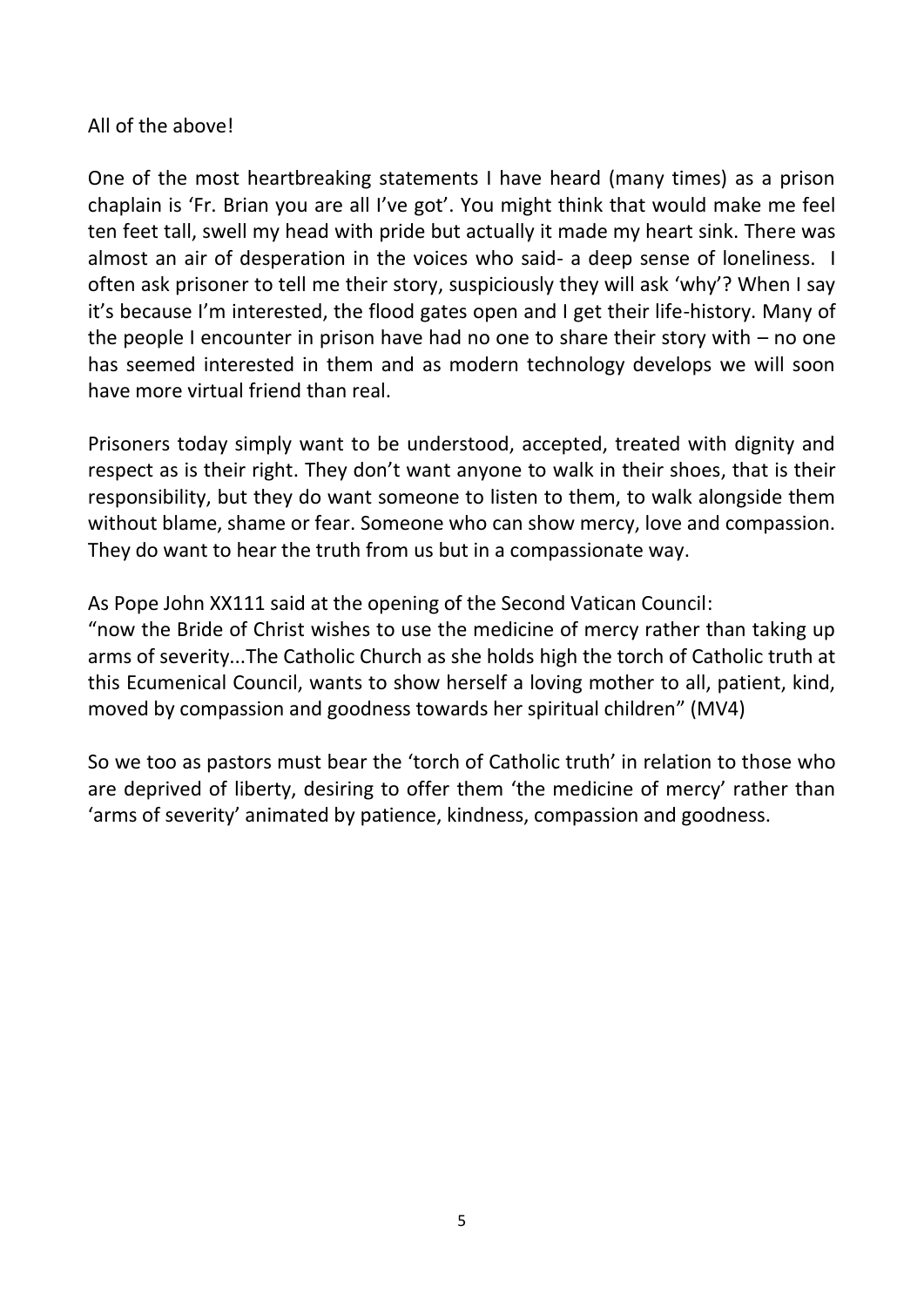All of the above!

One of the most heartbreaking statements I have heard (many times) as a prison chaplain is 'Fr. Brian you are all I've got'. You might think that would make me feel ten feet tall, swell my head with pride but actually it made my heart sink. There was almost an air of desperation in the voices who said- a deep sense of loneliness. I often ask prisoner to tell me their story, suspiciously they will ask 'why'? When I say it's because I'm interested, the flood gates open and I get their life-history. Many of the people I encounter in prison have had no one to share their story with – no one has seemed interested in them and as modern technology develops we will soon have more virtual friend than real.

Prisoners today simply want to be understood, accepted, treated with dignity and respect as is their right. They don't want anyone to walk in their shoes, that is their responsibility, but they do want someone to listen to them, to walk alongside them without blame, shame or fear. Someone who can show mercy, love and compassion. They do want to hear the truth from us but in a compassionate way.

As Pope John XX111 said at the opening of the Second Vatican Council:
"now the Bride of Christ wishes to use the medicine of mercy rather than taking up arms of severity...The Catholic Church as she holds high the torch of Catholic truth at this Ecumenical Council, wants to show herself a loving mother to all, patient, kind, moved by compassion and goodness towards her spiritual children" (MV4)

So we too as pastors must bear the 'torch of Catholic truth' in relation to those who are deprived of liberty, desiring to offer them 'the medicine of mercy' rather than 'arms of severity' animated by patience, kindness, compassion and goodness.